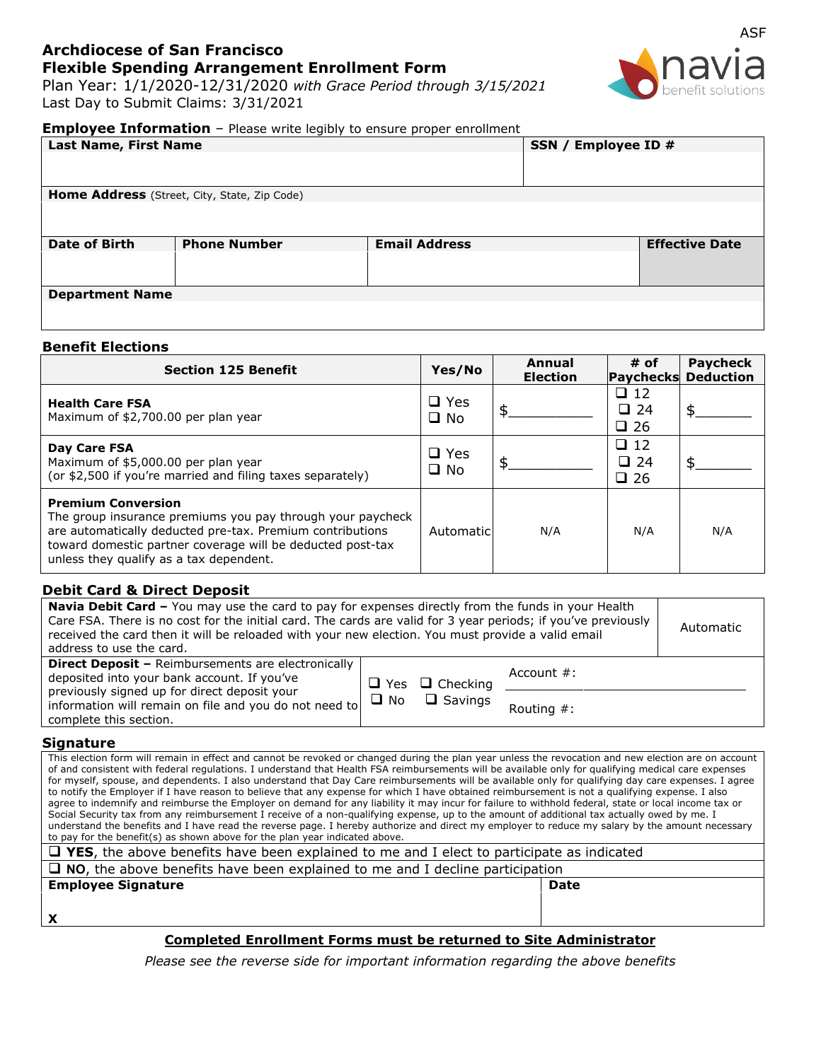ASF

# Archdiocese of San Francisco
## Flexible Spending Arrangement Enrollment Form

Plan Year: 1/1/2020-12/31/2020 *with Grace Period through 3/15/2021*
Last Day to Submit Claims: 3/31/2021

navia benefit solutions

**Employee Information** – Please write legibly to ensure proper enrollment

| **Last Name, First Name** | | | **SSN / Employee ID #** |
|---|---|---|---|
| | | | |
| **Home Address** (Street, City, State, Zip Code) | | | |
| | | | |
| **Date of Birth** | **Phone Number** | **Email Address** | **Effective Date** |
| | | | |
| **Department Name** | | | |
| | | | |

**Benefit Elections**

| Section 125 Benefit | Yes/No | Annual Election | # of Paychecks | Paycheck Deduction |
|---|---|---|---|---|
| **Health Care FSA** Maximum of $2,700.00 per plan year | ❑ Yes ❑ No | $__________ | ❑ 12 ❑ 24 ❑ 26 | $_______ |
| **Day Care FSA** Maximum of $5,000.00 per plan year (or $2,500 if you're married and filing taxes separately) | ❑ Yes ❑ No | $__________ | ❑ 12 ❑ 24 ❑ 26 | $_______ |
| **Premium Conversion** The group insurance premiums you pay through your paycheck are automatically deducted pre-tax. Premium contributions toward domestic partner coverage will be deducted post-tax unless they qualify as a tax dependent. | Automatic | N/A | N/A | N/A |

**Debit Card & Direct Deposit**

| | | |
|---|---|---|
| **Navia Debit Card –** You may use the card to pay for expenses directly from the funds in your Health Care FSA. There is no cost for the initial card. The cards are valid for 3 year periods; if you've previously received the card then it will be reloaded with your new election. You must provide a valid email address to use the card. | | Automatic |
| **Direct Deposit –** Reimbursements are electronically deposited into your bank account. If you've previously signed up for direct deposit your information will remain on file and you do not need to complete this section. | ❑ Yes ❑ Checking ❑ No ❑ Savings | Account #: __________ Routing #: |

**Signature**

This election form will remain in effect and cannot be revoked or changed during the plan year unless the revocation and new election are on account of and consistent with federal regulations. I understand that Health FSA reimbursements will be available only for qualifying medical care expenses for myself, spouse, and dependents. I also understand that Day Care reimbursements will be available only for qualifying day care expenses. I agree to notify the Employer if I have reason to believe that any expense for which I have obtained reimbursement is not a qualifying expense. I also agree to indemnify and reimburse the Employer on demand for any liability it may incur for failure to withhold federal, state or local income tax or Social Security tax from any reimbursement I receive of a non-qualifying expense, up to the amount of additional tax actually owed by me. I understand the benefits and I have read the reverse page. I hereby authorize and direct my employer to reduce my salary by the amount necessary to pay for the benefit(s) as shown above for the plan year indicated above.

❑ **YES**, the above benefits have been explained to me and I elect to participate as indicated

❑ **NO**, the above benefits have been explained to me and I decline participation

| **Employee Signature** | **Date** |
|---|---|
| **X** | |

**<u>Completed Enrollment Forms must be returned to Site Administrator</u>**

*Please see the reverse side for important information regarding the above benefits*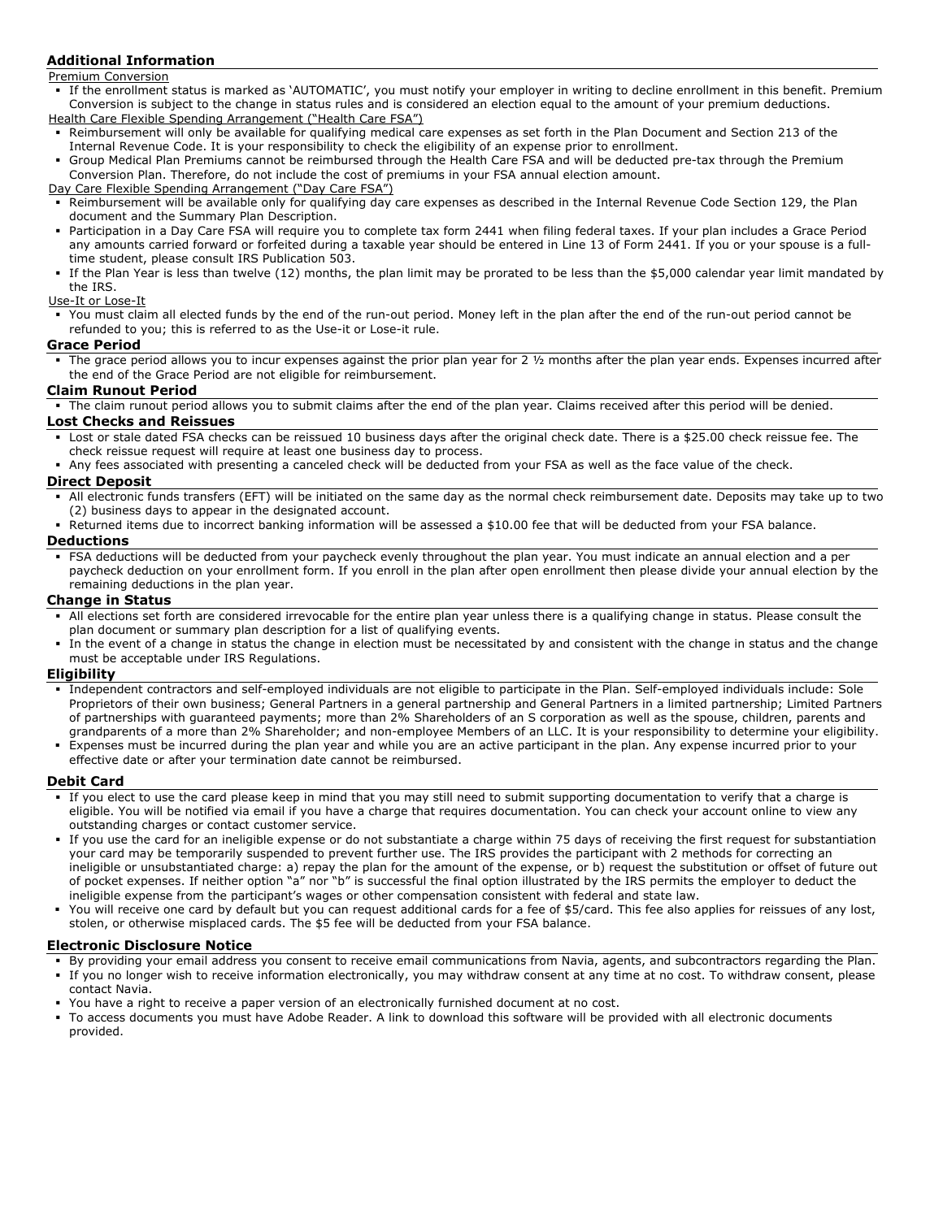## Additional Information

Premium Conversion

- If the enrollment status is marked as 'AUTOMATIC', you must notify your employer in writing to decline enrollment in this benefit. Premium Conversion is subject to the change in status rules and is considered an election equal to the amount of your premium deductions.

Health Care Flexible Spending Arrangement ("Health Care FSA")

- Reimbursement will only be available for qualifying medical care expenses as set forth in the Plan Document and Section 213 of the Internal Revenue Code. It is your responsibility to check the eligibility of an expense prior to enrollment.
- Group Medical Plan Premiums cannot be reimbursed through the Health Care FSA and will be deducted pre-tax through the Premium Conversion Plan. Therefore, do not include the cost of premiums in your FSA annual election amount.

Day Care Flexible Spending Arrangement ("Day Care FSA")

- Reimbursement will be available only for qualifying day care expenses as described in the Internal Revenue Code Section 129, the Plan document and the Summary Plan Description.
- Participation in a Day Care FSA will require you to complete tax form 2441 when filing federal taxes. If your plan includes a Grace Period any amounts carried forward or forfeited during a taxable year should be entered in Line 13 of Form 2441. If you or your spouse is a full-time student, please consult IRS Publication 503.
- If the Plan Year is less than twelve (12) months, the plan limit may be prorated to be less than the $5,000 calendar year limit mandated by the IRS.

Use-It or Lose-It

- You must claim all elected funds by the end of the run-out period. Money left in the plan after the end of the run-out period cannot be refunded to you; this is referred to as the Use-it or Lose-it rule.

### Grace Period

- The grace period allows you to incur expenses against the prior plan year for 2 ½ months after the plan year ends. Expenses incurred after the end of the Grace Period are not eligible for reimbursement.

### Claim Runout Period

- The claim runout period allows you to submit claims after the end of the plan year. Claims received after this period will be denied.

### Lost Checks and Reissues

- Lost or stale dated FSA checks can be reissued 10 business days after the original check date. There is a $25.00 check reissue fee. The check reissue request will require at least one business day to process.
- Any fees associated with presenting a canceled check will be deducted from your FSA as well as the face value of the check.

### Direct Deposit

- All electronic funds transfers (EFT) will be initiated on the same day as the normal check reimbursement date. Deposits may take up to two (2) business days to appear in the designated account.
- Returned items due to incorrect banking information will be assessed a $10.00 fee that will be deducted from your FSA balance.

### Deductions

- FSA deductions will be deducted from your paycheck evenly throughout the plan year. You must indicate an annual election and a per paycheck deduction on your enrollment form. If you enroll in the plan after open enrollment then please divide your annual election by the remaining deductions in the plan year.

### Change in Status

- All elections set forth are considered irrevocable for the entire plan year unless there is a qualifying change in status. Please consult the plan document or summary plan description for a list of qualifying events.
- In the event of a change in status the change in election must be necessitated by and consistent with the change in status and the change must be acceptable under IRS Regulations.

### Eligibility

- Independent contractors and self-employed individuals are not eligible to participate in the Plan. Self-employed individuals include: Sole Proprietors of their own business; General Partners in a general partnership and General Partners in a limited partnership; Limited Partners of partnerships with guaranteed payments; more than 2% Shareholders of an S corporation as well as the spouse, children, parents and grandparents of a more than 2% Shareholder; and non-employee Members of an LLC. It is your responsibility to determine your eligibility.
- Expenses must be incurred during the plan year and while you are an active participant in the plan. Any expense incurred prior to your effective date or after your termination date cannot be reimbursed.

### Debit Card

- If you elect to use the card please keep in mind that you may still need to submit supporting documentation to verify that a charge is eligible. You will be notified via email if you have a charge that requires documentation. You can check your account online to view any outstanding charges or contact customer service.
- If you use the card for an ineligible expense or do not substantiate a charge within 75 days of receiving the first request for substantiation your card may be temporarily suspended to prevent further use. The IRS provides the participant with 2 methods for correcting an ineligible or unsubstantiated charge: a) repay the plan for the amount of the expense, or b) request the substitution or offset of future out of pocket expenses. If neither option "a" nor "b" is successful the final option illustrated by the IRS permits the employer to deduct the ineligible expense from the participant's wages or other compensation consistent with federal and state law.
- You will receive one card by default but you can request additional cards for a fee of $5/card. This fee also applies for reissues of any lost, stolen, or otherwise misplaced cards. The $5 fee will be deducted from your FSA balance.

### Electronic Disclosure Notice

- By providing your email address you consent to receive email communications from Navia, agents, and subcontractors regarding the Plan.
- If you no longer wish to receive information electronically, you may withdraw consent at any time at no cost. To withdraw consent, please contact Navia.
- You have a right to receive a paper version of an electronically furnished document at no cost.
- To access documents you must have Adobe Reader. A link to download this software will be provided with all electronic documents provided.